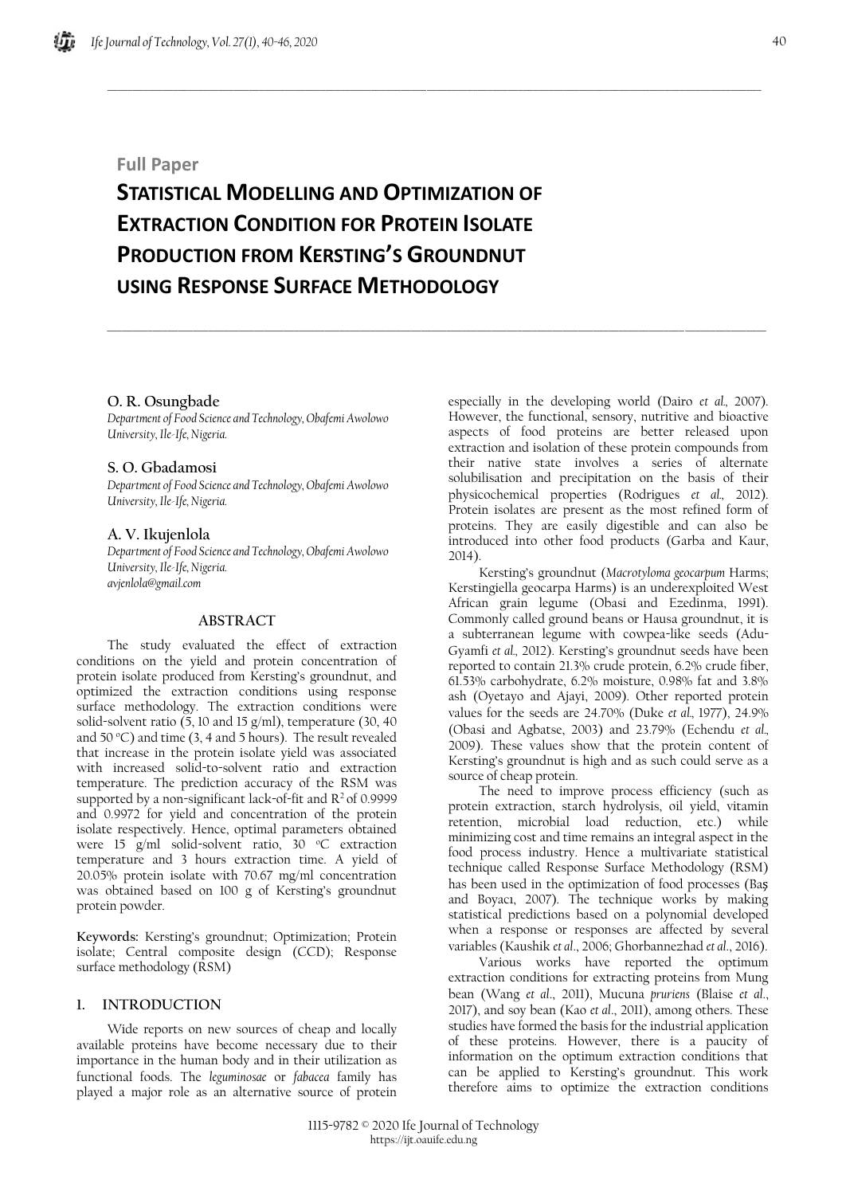Full Paper

# STATISTICAL MODELLING AND OPTIMIZATION OF EXTRACTION CONDITION FOR PROTEIN ISOLATE PRODUCTION FROM KERSTING'S GROUNDNUT USING RESPONSE SURFACE METHODOLOGY

**O. R. Osungbade**
*Department of Food Science and Technology, Obafemi Awolowo University, Ile-Ife, Nigeria.*

**S. O. Gbadamosi**
*Department of Food Science and Technology, Obafemi Awolowo University, Ile-Ife, Nigeria.*

**A. V. Ikujenlola**
*Department of Food Science and Technology, Obafemi Awolowo University, Ile-Ife, Nigeria.*
*avjenlola@gmail.com*

## ABSTRACT

The study evaluated the effect of extraction conditions on the yield and protein concentration of protein isolate produced from Kersting's groundnut, and optimized the extraction conditions using response surface methodology. The extraction conditions were solid-solvent ratio (5, 10 and 15 g/ml), temperature (30, 40 and 50 °C) and time (3, 4 and 5 hours). The result revealed that increase in the protein isolate yield was associated with increased solid-to-solvent ratio and extraction temperature. The prediction accuracy of the RSM was supported by a non-significant lack-of-fit and $R^2$ of 0.9999 and 0.9972 for yield and concentration of the protein isolate respectively. Hence, optimal parameters obtained were 15 g/ml solid-solvent ratio, 30 °C extraction temperature and 3 hours extraction time. A yield of 20.05% protein isolate with 70.67 mg/ml concentration was obtained based on 100 g of Kersting's groundnut protein powder.

**Keywords:** Kersting's groundnut; Optimization; Protein isolate; Central composite design (CCD); Response surface methodology (RSM)

## 1. INTRODUCTION

Wide reports on new sources of cheap and locally available proteins have become necessary due to their importance in the human body and in their utilization as functional foods. The *leguminosae* or *fabacea* family has played a major role as an alternative source of protein especially in the developing world (Dairo *et al.,* 2007). However, the functional, sensory, nutritive and bioactive aspects of food proteins are better released upon extraction and isolation of these protein compounds from their native state involves a series of alternate solubilisation and precipitation on the basis of their physicochemical properties (Rodrigues *et al.,* 2012). Protein isolates are present as the most refined form of proteins. They are easily digestible and can also be introduced into other food products (Garba and Kaur, 2014).

Kersting's groundnut (*Macrotyloma geocarpum* Harms; Kerstingiella geocarpa Harms) is an underexploited West African grain legume (Obasi and Ezedinma, 1991). Commonly called ground beans or Hausa groundnut, it is a subterranean legume with cowpea-like seeds (Adu-Gyamfi *et al.,* 2012). Kersting's groundnut seeds have been reported to contain 21.3% crude protein, 6.2% crude fiber, 61.53% carbohydrate, 6.2% moisture, 0.98% fat and 3.8% ash (Oyetayo and Ajayi, 2009). Other reported protein values for the seeds are 24.70% (Duke *et al.,* 1977), 24.9% (Obasi and Agbatse, 2003) and 23.79% (Echendu *et al.,* 2009). These values show that the protein content of Kersting's groundnut is high and as such could serve as a source of cheap protein.

The need to improve process efficiency (such as protein extraction, starch hydrolysis, oil yield, vitamin retention, microbial load reduction, etc.) while minimizing cost and time remains an integral aspect in the food process industry. Hence a multivariate statistical technique called Response Surface Methodology (RSM) has been used in the optimization of food processes (Baş and Boyacı, 2007). The technique works by making statistical predictions based on a polynomial developed when a response or responses are affected by several variables (Kaushik *et al.*, 2006; Ghorbannezhad *et al.*, 2016).

Various works have reported the optimum extraction conditions for extracting proteins from Mung bean (Wang *et al.*, 2011), Mucuna *pruriens* (Blaise *et al.*, 2017), and soy bean (Kao *et al.*, 2011), among others. These studies have formed the basis for the industrial application of these proteins. However, there is a paucity of information on the optimum extraction conditions that can be applied to Kersting's groundnut. This work therefore aims to optimize the extraction conditions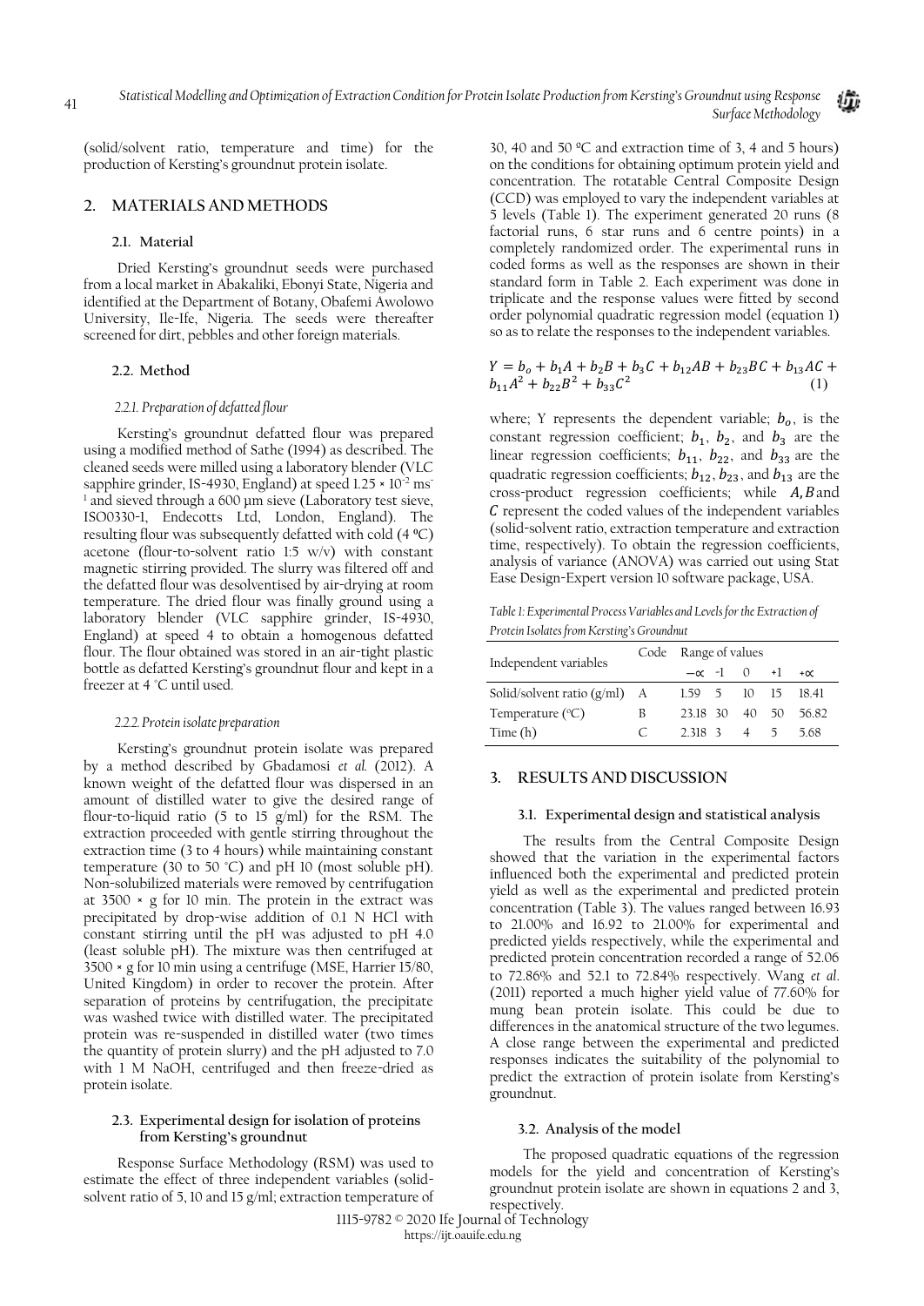(solid/solvent ratio, temperature and time) for the production of Kersting's groundnut protein isolate.

## 2. MATERIALS AND METHODS

### 2.1. Material

Dried Kersting's groundnut seeds were purchased from a local market in Abakaliki, Ebonyi State, Nigeria and identified at the Department of Botany, Obafemi Awolowo University, Ile-Ife, Nigeria. The seeds were thereafter screened for dirt, pebbles and other foreign materials.

### 2.2. Method

#### *2.2.1. Preparation of defatted flour*

Kersting's groundnut defatted flour was prepared using a modified method of Sathe (1994) as described. The cleaned seeds were milled using a laboratory blender (VLC sapphire grinder, IS-4930, England) at speed $1.25 \times 10^{-2}$ $ms^{-1}$ and sieved through a 600 µm sieve (Laboratory test sieve, ISO0330-1, Endecotts Ltd, London, England). The resulting flour was subsequently defatted with cold (4 ºC) acetone (flour-to-solvent ratio 1:5 w/v) with constant magnetic stirring provided. The slurry was filtered off and the defatted flour was desolventised by air-drying at room temperature. The dried flour was finally ground using a laboratory blender (VLC sapphire grinder, IS-4930, England) at speed 4 to obtain a homogenous defatted flour. The flour obtained was stored in an air-tight plastic bottle as defatted Kersting's groundnut flour and kept in a freezer at 4 °C until used.

#### *2.2.2. Protein isolate preparation*

Kersting's groundnut protein isolate was prepared by a method described by Gbadamosi *et al.* (2012). A known weight of the defatted flour was dispersed in an amount of distilled water to give the desired range of flour-to-liquid ratio (5 to 15 g/ml) for the RSM. The extraction proceeded with gentle stirring throughout the extraction time (3 to 4 hours) while maintaining constant temperature (30 to 50 °C) and pH 10 (most soluble pH). Non-solubilized materials were removed by centrifugation at 3500 × g for 10 min. The protein in the extract was precipitated by drop-wise addition of 0.1 N HCl with constant stirring until the pH was adjusted to pH 4.0 (least soluble pH). The mixture was then centrifuged at 3500 × g for 10 min using a centrifuge (MSE, Harrier 15/80, United Kingdom) in order to recover the protein. After separation of proteins by centrifugation, the precipitate was washed twice with distilled water. The precipitated protein was re-suspended in distilled water (two times the quantity of protein slurry) and the pH adjusted to 7.0 with 1 M NaOH, centrifuged and then freeze-dried as protein isolate.

### 2.3. Experimental design for isolation of proteins from Kersting's groundnut

Response Surface Methodology (RSM) was used to estimate the effect of three independent variables (solid-solvent ratio of 5, 10 and 15 g/ml; extraction temperature of 30, 40 and 50 ºC and extraction time of 3, 4 and 5 hours) on the conditions for obtaining optimum protein yield and concentration. The rotatable Central Composite Design (CCD) was employed to vary the independent variables at 5 levels (Table 1). The experiment generated 20 runs (8 factorial runs, 6 star runs and 6 centre points) in a completely randomized order. The experimental runs in coded forms as well as the responses are shown in their standard form in Table 2. Each experiment was done in triplicate and the response values were fitted by second order polynomial quadratic regression model (equation 1) so as to relate the responses to the independent variables.

$$Y = b_o + b_1A + b_2B + b_3C + b_{12}AB + b_{23}BC + b_{13}AC + b_{11}A^2 + b_{22}B^2 + b_{33}C^2 \quad (1)$$

where; Y represents the dependent variable; $b_o$, is the constant regression coefficient; $b_1$, $b_2$, and $b_3$ are the linear regression coefficients; $b_{11}$, $b_{22}$, and $b_{33}$ are the quadratic regression coefficients; $b_{12}$, $b_{23}$, and $b_{13}$ are the cross-product regression coefficients; while $A, B$ and $C$ represent the coded values of the independent variables (solid-solvent ratio, extraction temperature and extraction time, respectively). To obtain the regression coefficients, analysis of variance (ANOVA) was carried out using Stat Ease Design-Expert version 10 software package, USA.

*Table 1: Experimental Process Variables and Levels for the Extraction of Protein Isolates from Kersting's Groundnut*

| Independent variables | Code | Range of values | | | | |
|---|---|---|---|---|---|---|
| | | $-\alpha$ | -1 | 0 | +1 | $+\alpha$ |
| Solid/solvent ratio (g/ml) | A | 1.59 | 5 | 10 | 15 | 18.41 |
| Temperature (°C) | B | 23.18 | 30 | 40 | 50 | 56.82 |
| Time (h) | C | 2.318 | 3 | 4 | 5 | 5.68 |

## 3. RESULTS AND DISCUSSION

### 3.1. Experimental design and statistical analysis

The results from the Central Composite Design showed that the variation in the experimental factors influenced both the experimental and predicted protein yield as well as the experimental and predicted protein concentration (Table 3). The values ranged between 16.93 to 21.00% and 16.92 to 21.00% for experimental and predicted yields respectively, while the experimental and predicted protein concentration recorded a range of 52.06 to 72.86% and 52.1 to 72.84% respectively. Wang *et al*. (2011) reported a much higher yield value of 77.60% for mung bean protein isolate. This could be due to differences in the anatomical structure of the two legumes. A close range between the experimental and predicted responses indicates the suitability of the polynomial to predict the extraction of protein isolate from Kersting's groundnut.

### 3.2. Analysis of the model

The proposed quadratic equations of the regression models for the yield and concentration of Kersting's groundnut protein isolate are shown in equations 2 and 3, respectively.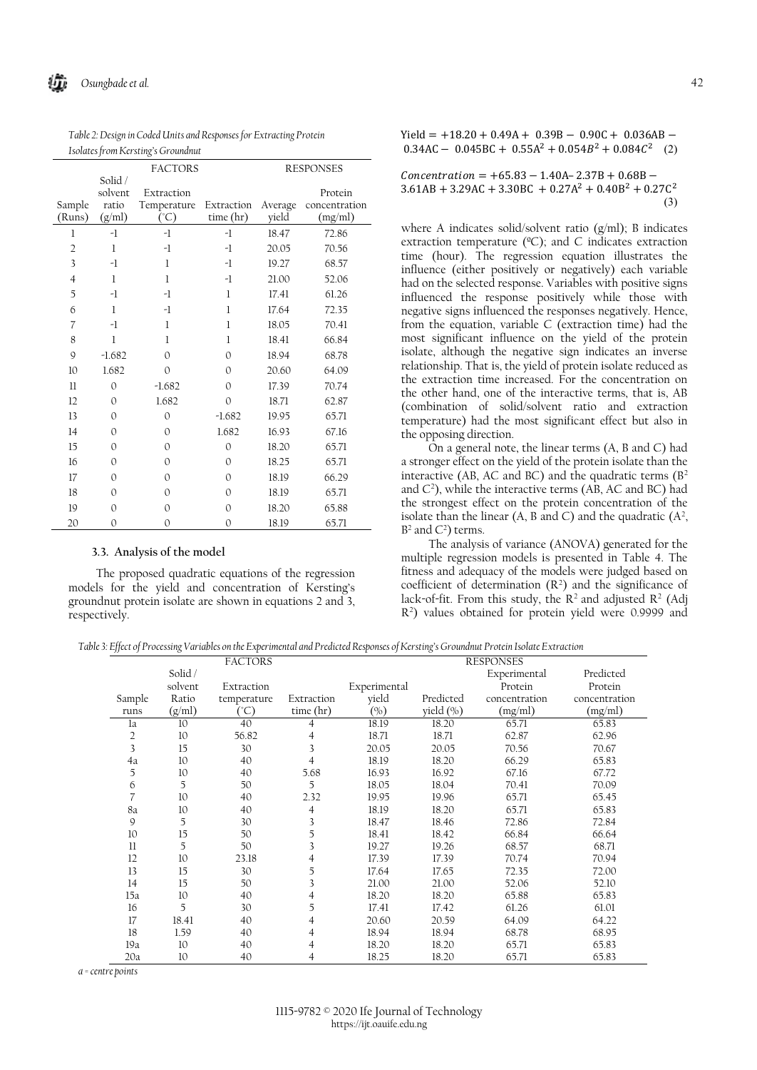*Table 2: Design in Coded Units and Responses for Extracting Protein Isolates from Kersting's Groundnut*

| | FACTORS | | | RESPONSES | |
|---|---|---|---|---|---|
| Sample (Runs) | Solid / solvent ratio (g/ml) | Extraction Temperature (°C) | Extraction time (hr) | Average yield | Protein concentration (mg/ml) |
| 1 | -1 | -1 | -1 | 18.47 | 72.86 |
| 2 | 1 | -1 | -1 | 20.05 | 70.56 |
| 3 | -1 | 1 | -1 | 19.27 | 68.57 |
| 4 | 1 | 1 | -1 | 21.00 | 52.06 |
| 5 | -1 | -1 | 1 | 17.41 | 61.26 |
| 6 | 1 | -1 | 1 | 17.64 | 72.35 |
| 7 | -1 | 1 | 1 | 18.05 | 70.41 |
| 8 | 1 | 1 | 1 | 18.41 | 66.84 |
| 9 | -1.682 | 0 | 0 | 18.94 | 68.78 |
| 10 | 1.682 | 0 | 0 | 20.60 | 64.09 |
| 11 | 0 | -1.682 | 0 | 17.39 | 70.74 |
| 12 | 0 | 1.682 | 0 | 18.71 | 62.87 |
| 13 | 0 | 0 | -1.682 | 19.95 | 65.71 |
| 14 | 0 | 0 | 1.682 | 16.93 | 67.16 |
| 15 | 0 | 0 | 0 | 18.20 | 65.71 |
| 16 | 0 | 0 | 0 | 18.25 | 65.71 |
| 17 | 0 | 0 | 0 | 18.19 | 66.29 |
| 18 | 0 | 0 | 0 | 18.19 | 65.71 |
| 19 | 0 | 0 | 0 | 18.20 | 65.88 |
| 20 | 0 | 0 | 0 | 18.19 | 65.71 |

### 3.3. Analysis of the model

The proposed quadratic equations of the regression models for the yield and concentration of Kersting's groundnut protein isolate are shown in equations 2 and 3, respectively.

$$\text{Yield} = +18.20 + 0.49\text{A} + 0.39\text{B} - 0.90\text{C} + 0.036\text{AB} - 0.34\text{AC} - 0.045\text{BC} + 0.55\text{A}^2 + 0.054B^2 + 0.084C^2 \quad (2)$$

$$Concentration = +65.83 - 1.40\text{A} - 2.37\text{B} + 0.68\text{B} - 3.61\text{AB} + 3.29\text{AC} + 3.30\text{BC} + 0.27\text{A}^2 + 0.40\text{B}^2 + 0.27\text{C}^2 \quad (3)$$

where A indicates solid/solvent ratio (g/ml); B indicates extraction temperature (ºC); and C indicates extraction time (hour). The regression equation illustrates the influence (either positively or negatively) each variable had on the selected response. Variables with positive signs influenced the response positively while those with negative signs influenced the responses negatively. Hence, from the equation, variable C (extraction time) had the most significant influence on the yield of the protein isolate, although the negative sign indicates an inverse relationship. That is, the yield of protein isolate reduced as the extraction time increased. For the concentration on the other hand, one of the interactive terms, that is, AB (combination of solid/solvent ratio and extraction temperature) had the most significant effect but also in the opposing direction.

On a general note, the linear terms (A, B and C) had a stronger effect on the yield of the protein isolate than the interactive (AB, AC and BC) and the quadratic terms ($B^2$ and $C^2$), while the interactive terms (AB, AC and BC) had the strongest effect on the protein concentration of the isolate than the linear (A, B and C) and the quadratic ($A^2$, $B^2$ and $C^2$) terms.

The analysis of variance (ANOVA) generated for the multiple regression models is presented in Table 4. The fitness and adequacy of the models were judged based on coefficient of determination ($R^2$) and the significance of lack-of-fit. From this study, the $R^2$ and adjusted $R^2$ (Adj $R^2$) values obtained for protein yield were 0.9999 and

*Table 3: Effect of Processing Variables on the Experimental and Predicted Responses of Kersting's Groundnut Protein Isolate Extraction*

| | FACTORS | | | RESPONSES | | | |
|---|---|---|---|---|---|---|---|
| Sample runs | Solid / solvent Ratio (g/ml) | Extraction temperature (°C) | Extraction time (hr) | Experimental yield (%) | Predicted yield (%) | Experimental Protein concentration (mg/ml) | Predicted Protein concentration (mg/ml) |
| 1a | 10 | 40 | 4 | 18.19 | 18.20 | 65.71 | 65.83 |
| 2 | 10 | 56.82 | 4 | 18.71 | 18.71 | 62.87 | 62.96 |
| 3 | 15 | 30 | 3 | 20.05 | 20.05 | 70.56 | 70.67 |
| 4a | 10 | 40 | 4 | 18.19 | 18.20 | 66.29 | 65.83 |
| 5 | 10 | 40 | 5.68 | 16.93 | 16.92 | 67.16 | 67.72 |
| 6 | 5 | 50 | 5 | 18.05 | 18.04 | 70.41 | 70.09 |
| 7 | 10 | 40 | 2.32 | 19.95 | 19.96 | 65.71 | 65.45 |
| 8a | 10 | 40 | 4 | 18.19 | 18.20 | 65.71 | 65.83 |
| 9 | 5 | 30 | 3 | 18.47 | 18.46 | 72.86 | 72.84 |
| 10 | 15 | 50 | 5 | 18.41 | 18.42 | 66.84 | 66.64 |
| 11 | 5 | 50 | 3 | 19.27 | 19.26 | 68.57 | 68.71 |
| 12 | 10 | 23.18 | 4 | 17.39 | 17.39 | 70.74 | 70.94 |
| 13 | 15 | 30 | 5 | 17.64 | 17.65 | 72.35 | 72.00 |
| 14 | 15 | 50 | 3 | 21.00 | 21.00 | 52.06 | 52.10 |
| 15a | 10 | 40 | 4 | 18.20 | 18.20 | 65.88 | 65.83 |
| 16 | 5 | 30 | 5 | 17.41 | 17.42 | 61.26 | 61.01 |
| 17 | 18.41 | 40 | 4 | 20.60 | 20.59 | 64.09 | 64.22 |
| 18 | 1.59 | 40 | 4 | 18.94 | 18.94 | 68.78 | 68.95 |
| 19a | 10 | 40 | 4 | 18.20 | 18.20 | 65.71 | 65.83 |
| 20a | 10 | 40 | 4 | 18.25 | 18.20 | 65.71 | 65.83 |

*a = centre points*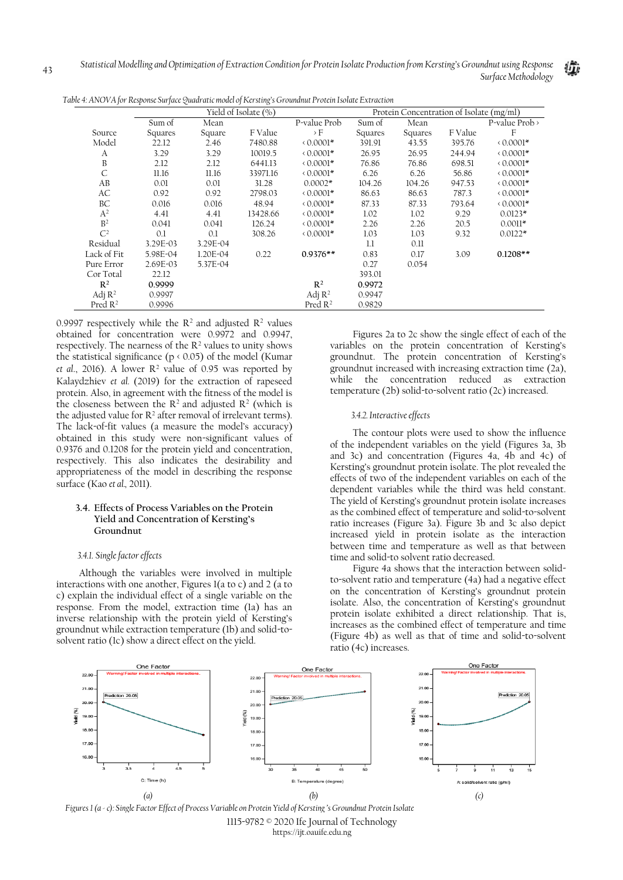*Table 4: ANOVA for Response Surface Quadratic model of Kersting's Groundnut Protein Isolate Extraction*

| | Yield of Isolate (%) | | | | Protein Concentration of Isolate (mg/ml) | | | |
|---|---|---|---|---|---|---|---|---|
| Source | Sum of Squares | Mean Square | F Value | P-value Prob > F | Sum of Squares | Mean Squares | F Value | P-value Prob > F |
| Model | 22.12 | 2.46 | 7480.88 | < 0.0001* | 391.91 | 43.55 | 395.76 | < 0.0001* |
| A | 3.29 | 3.29 | 10019.5 | < 0.0001* | 26.95 | 26.95 | 244.94 | < 0.0001* |
| B | 2.12 | 2.12 | 6441.13 | < 0.0001* | 76.86 | 76.86 | 698.51 | < 0.0001* |
| C | 11.16 | 11.16 | 33971.16 | < 0.0001* | 6.26 | 6.26 | 56.86 | < 0.0001* |
| AB | 0.01 | 0.01 | 31.28 | 0.0002* | 104.26 | 104.26 | 947.53 | < 0.0001* |
| AC | 0.92 | 0.92 | 2798.03 | < 0.0001* | 86.63 | 86.63 | 787.3 | < 0.0001* |
| BC | 0.016 | 0.016 | 48.94 | < 0.0001* | 87.33 | 87.33 | 793.64 | < 0.0001* |
| $A^2$ | 4.41 | 4.41 | 13428.66 | < 0.0001* | 1.02 | 1.02 | 9.29 | 0.0123* |
| $B^2$ | 0.041 | 0.041 | 126.24 | < 0.0001* | 2.26 | 2.26 | 20.5 | 0.0011* |
| $C^2$ | 0.1 | 0.1 | 308.26 | < 0.0001* | 1.03 | 1.03 | 9.32 | 0.0122* |
| Residual | 3.29E-03 | 3.29E-04 | | | 1.1 | 0.11 | | |
| Lack of Fit | 5.98E-04 | 1.20E-04 | 0.22 | **0.9376\*\*** | 0.83 | 0.17 | 3.09 | **0.1208\*\*** |
| Pure Error | 2.69E-03 | 5.37E-04 | | | 0.27 | 0.054 | | |
| Cor Total | 22.12 | | | | 393.01 | | | |
| **$R^2$** | **0.9999** | | | **$R^2$** | **0.9972** | | | |
| Adj $R^2$ | 0.9997 | | | Adj $R^2$ | 0.9947 | | | |
| Pred $R^2$ | 0.9996 | | | Pred $R^2$ | 0.9829 | | | |

0.9997 respectively while the $R^2$ and adjusted $R^2$ values obtained for concentration were 0.9972 and 0.9947, respectively. The nearness of the $R^2$ values to unity shows the statistical significance ($p < 0.05$) of the model (Kumar *et al.*, 2016). A lower $R^2$ value of 0.95 was reported by Kalaydzhiev *et al.* (2019) for the extraction of rapeseed protein. Also, in agreement with the fitness of the model is the closeness between the $R^2$ and adjusted $R^2$ (which is the adjusted value for $R^2$ after removal of irrelevant terms). The lack-of-fit values (a measure the model's accuracy) obtained in this study were non-significant values of 0.9376 and 0.1208 for the protein yield and concentration, respectively. This also indicates the desirability and appropriateness of the model in describing the response surface (Kao *et al.*, 2011).

### 3.4. Effects of Process Variables on the Protein Yield and Concentration of Kersting's Groundnut

#### *3.4.1. Single factor effects*

Although the variables were involved in multiple interactions with one another, Figures 1(a to c) and 2 (a to c) explain the individual effect of a single variable on the response. From the model, extraction time (1a) has an inverse relationship with the protein yield of Kersting's groundnut while extraction temperature (1b) and solid-to-solvent ratio (1c) show a direct effect on the yield.

Figures 2a to 2c show the single effect of each of the variables on the protein concentration of Kersting's groundnut. The protein concentration of Kersting's groundnut increased with increasing extraction time (2a), while the concentration reduced as extraction temperature (2b) solid-to-solvent ratio (2c) increased.

#### *3.4.2. Interactive effects*

The contour plots were used to show the influence of the independent variables on the yield (Figures 3a, 3b and 3c) and concentration (Figures 4a, 4b and 4c) of Kersting's groundnut protein isolate. The plot revealed the effects of two of the independent variables on each of the dependent variables while the third was held constant. The yield of Kersting's groundnut protein isolate increases as the combined effect of temperature and solid-to-solvent ratio increases (Figure 3a). Figure 3b and 3c also depict increased yield in protein isolate as the interaction between time and temperature as well as that between time and solid-to solvent ratio decreased.

Figure 4a shows that the interaction between solid-to-solvent ratio and temperature (4a) had a negative effect on the concentration of Kersting's groundnut protein isolate. Also, the concentration of Kersting's groundnut protein isolate exhibited a direct relationship. That is, increases as the combined effect of temperature and time (Figure 4b) as well as that of time and solid-to-solvent ratio (4c) increases.

*Figures 1 (a - c): Single Factor Effect of Process Variable on Protein Yield of Kersting's Groundnut Protein Isolate*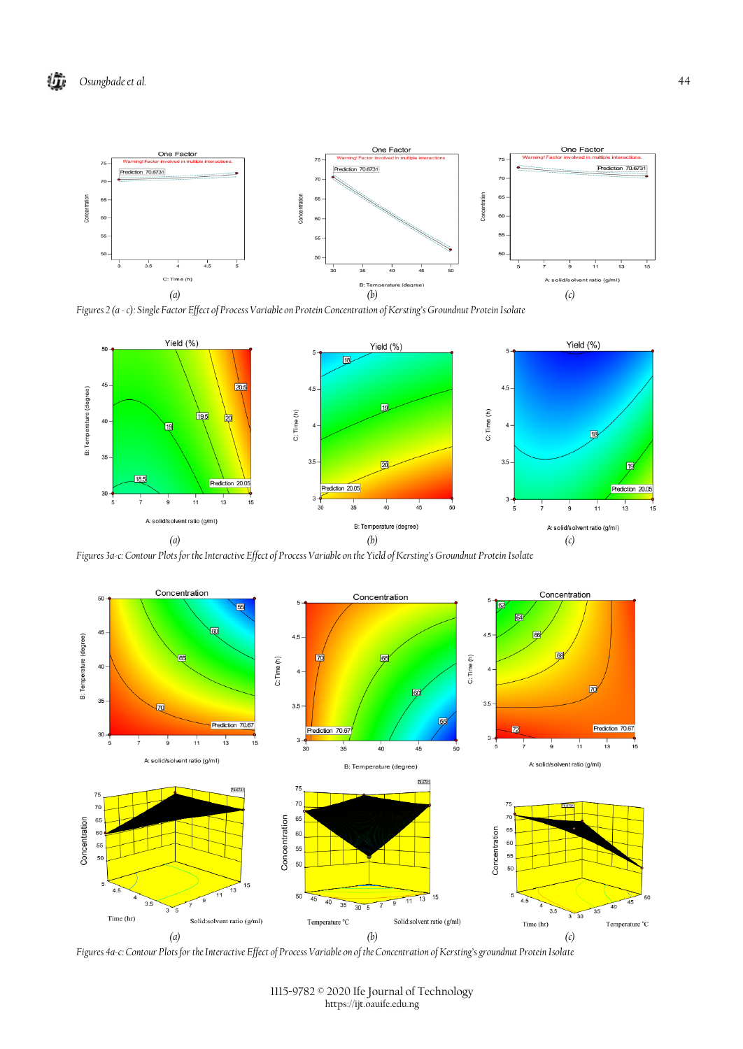Figures 2 (a - c): Single Factor Effect of Process Variable on Protein Concentration of Kersting's Groundnut Protein Isolate

Figures 3a-c: Contour Plots for the Interactive Effect of Process Variable on the Yield of Kersting's Groundnut Protein Isolate

Figures 4a-c: Contour Plots for the Interactive Effect of Process Variable on of the Concentration of Kersting's groundnut Protein Isolate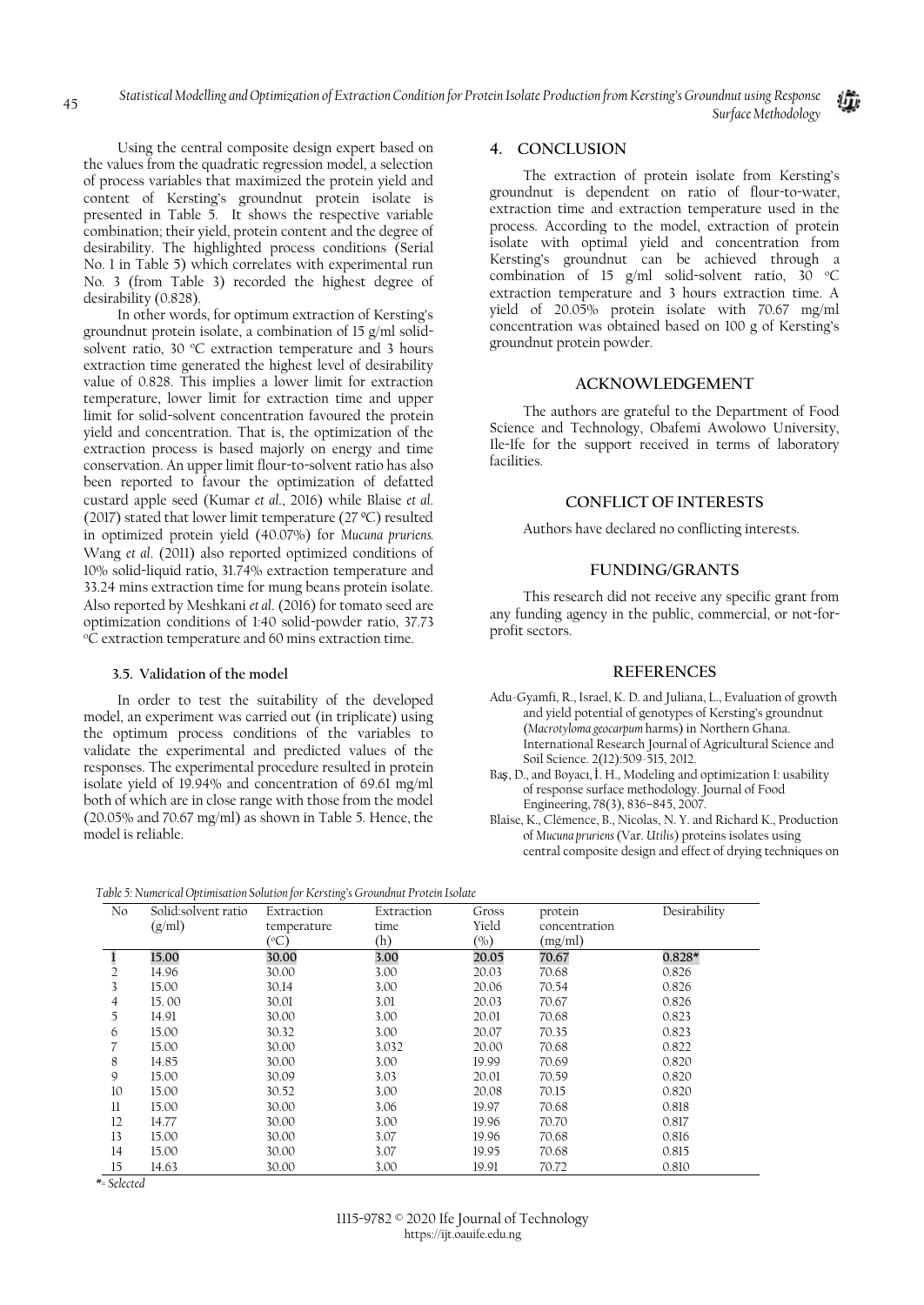Using the central composite design expert based on the values from the quadratic regression model, a selection of process variables that maximized the protein yield and content of Kersting's groundnut protein isolate is presented in Table 5. It shows the respective variable combination; their yield, protein content and the degree of desirability. The highlighted process conditions (Serial No. 1 in Table 5) which correlates with experimental run No. 3 (from Table 3) recorded the highest degree of desirability (0.828).

In other words, for optimum extraction of Kersting's groundnut protein isolate, a combination of 15 g/ml solid-solvent ratio, 30 °C extraction temperature and 3 hours extraction time generated the highest level of desirability value of 0.828. This implies a lower limit for extraction temperature, lower limit for extraction time and upper limit for solid-solvent concentration favoured the protein yield and concentration. That is, the optimization of the extraction process is based majorly on energy and time conservation. An upper limit flour-to-solvent ratio has also been reported to favour the optimization of defatted custard apple seed (Kumar *et al*., 2016) while Blaise *et al*. (2017) stated that lower limit temperature (27 °C) resulted in optimized protein yield (40.07%) for *Mucuna pruriens*. Wang *et al*. (2011) also reported optimized conditions of 10% solid-liquid ratio, 31.74% extraction temperature and 33.24 mins extraction time for mung beans protein isolate. Also reported by Meshkani *et al*. (2016) for tomato seed are optimization conditions of 1:40 solid-powder ratio, 37.73 °C extraction temperature and 60 mins extraction time.

### 3.5. Validation of the model

In order to test the suitability of the developed model, an experiment was carried out (in triplicate) using the optimum process conditions of the variables to validate the experimental and predicted values of the responses. The experimental procedure resulted in protein isolate yield of 19.94% and concentration of 69.61 mg/ml both of which are in close range with those from the model (20.05% and 70.67 mg/ml) as shown in Table 5. Hence, the model is reliable.

*Table 5: Numerical Optimisation Solution for Kersting's Groundnut Protein Isolate*

| No | Solid:solvent ratio (g/ml) | Extraction temperature (°C) | Extraction time (h) | Gross Yield (%) | protein concentration (mg/ml) | Desirability |
|---|---|---|---|---|---|---|
| **1** | **15.00** | **30.00** | **3.00** | **20.05** | **70.67** | **0.828*** |
| 2 | 14.96 | 30.00 | 3.00 | 20.03 | 70.68 | 0.826 |
| 3 | 15.00 | 30.14 | 3.00 | 20.06 | 70.54 | 0.826 |
| 4 | 15. 00 | 30.01 | 3.01 | 20.03 | 70.67 | 0.826 |
| 5 | 14.91 | 30.00 | 3.00 | 20.01 | 70.68 | 0.823 |
| 6 | 15.00 | 30.32 | 3.00 | 20.07 | 70.35 | 0.823 |
| 7 | 15.00 | 30.00 | 3.032 | 20.00 | 70.68 | 0.822 |
| 8 | 14.85 | 30.00 | 3.00 | 19.99 | 70.69 | 0.820 |
| 9 | 15.00 | 30.09 | 3.03 | 20.01 | 70.59 | 0.820 |
| 10 | 15.00 | 30.52 | 3.00 | 20.08 | 70.15 | 0.820 |
| 11 | 15.00 | 30.00 | 3.06 | 19.97 | 70.68 | 0.818 |
| 12 | 14.77 | 30.00 | 3.00 | 19.96 | 70.70 | 0.817 |
| 13 | 15.00 | 30.00 | 3.07 | 19.96 | 70.68 | 0.816 |
| 14 | 15.00 | 30.00 | 3.07 | 19.95 | 70.68 | 0.815 |
| 15 | 14.63 | 30.00 | 3.00 | 19.91 | 70.72 | 0.810 |

*\*= Selected*

## 4. CONCLUSION

The extraction of protein isolate from Kersting's groundnut is dependent on ratio of flour-to-water, extraction time and extraction temperature used in the process. According to the model, extraction of protein isolate with optimal yield and concentration from Kersting's groundnut can be achieved through a combination of 15 g/ml solid-solvent ratio, 30 °C extraction temperature and 3 hours extraction time. A yield of 20.05% protein isolate with 70.67 mg/ml concentration was obtained based on 100 g of Kersting's groundnut protein powder.

## ACKNOWLEDGEMENT

The authors are grateful to the Department of Food Science and Technology, Obafemi Awolowo University, Ile-Ife for the support received in terms of laboratory facilities.

## CONFLICT OF INTERESTS

Authors have declared no conflicting interests.

## FUNDING/GRANTS

This research did not receive any specific grant from any funding agency in the public, commercial, or not-for-profit sectors.

## REFERENCES

Adu-Gyamfi, R., Israel, K. D. and Juliana, L., Evaluation of growth and yield potential of genotypes of Kersting's groundnut (*Macrotyloma geocarpum* harms) in Northern Ghana. International Research Journal of Agricultural Science and Soil Science. 2(12):509-515, 2012.

Baş, D., and Boyacı, İ. H., Modeling and optimization I: usability of response surface methodology. Journal of Food Engineering, 78(3), 836–845, 2007.

Blaise, K., Clémence, B., Nicolas, N. Y. and Richard K., Production of *Mucuna pruriens* (Var. *Utilis*) proteins isolates using central composite design and effect of drying techniques on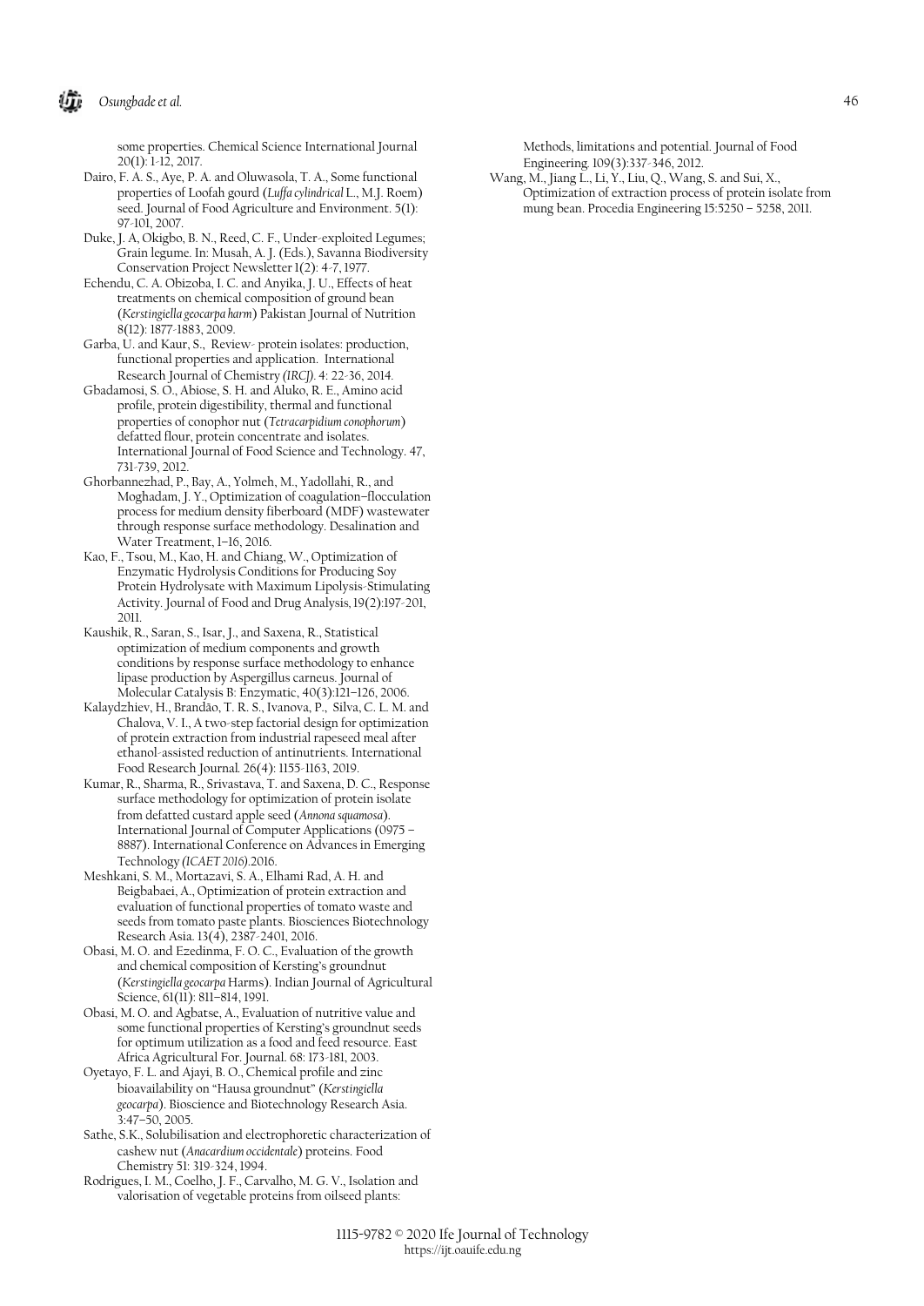some properties. Chemical Science International Journal 20(1): 1-12, 2017.

Dairo, F. A. S., Aye, P. A. and Oluwasola, T. A., Some functional properties of Loofah gourd (*Luffa cylindrical* L., M.J. Roem) seed. Journal of Food Agriculture and Environment. 5(1): 97-101, 2007.

Duke, J. A, Okigbo, B. N., Reed, C. F., Under-exploited Legumes; Grain legume. In: Musah, A. J. (Eds.), Savanna Biodiversity Conservation Project Newsletter 1(2): 4-7, 1977.

Echendu, C. A. Obizoba, I. C. and Anyika, J. U., Effects of heat treatments on chemical composition of ground bean (*Kerstingiella geocarpa harm*) Pakistan Journal of Nutrition 8(12): 1877-1883, 2009.

Garba, U. and Kaur, S., Review- protein isolates: production, functional properties and application. International Research Journal of Chemistry *(IRCJ)*. 4: 22-36, 2014.

Gbadamosi, S. O., Abiose, S. H. and Aluko, R. E., Amino acid profile, protein digestibility, thermal and functional properties of conophor nut (*Tetracarpidium conophorum*) defatted flour, protein concentrate and isolates. International Journal of Food Science and Technology. 47, 731-739, 2012.

Ghorbannezhad, P., Bay, A., Yolmeh, M., Yadollahi, R., and Moghadam, J. Y., Optimization of coagulation–flocculation process for medium density fiberboard (MDF) wastewater through response surface methodology. Desalination and Water Treatment, 1–16, 2016.

Kao, F., Tsou, M., Kao, H. and Chiang, W., Optimization of Enzymatic Hydrolysis Conditions for Producing Soy Protein Hydrolysate with Maximum Lipolysis-Stimulating Activity. Journal of Food and Drug Analysis, 19(2):197-201, 2011.

Kaushik, R., Saran, S., Isar, J., and Saxena, R., Statistical optimization of medium components and growth conditions by response surface methodology to enhance lipase production by Aspergillus carneus. Journal of Molecular Catalysis B: Enzymatic, 40(3):121–126, 2006.

Kalaydzhiev, H., Brandão, T. R. S., Ivanova, P., Silva, C. L. M. and Chalova, V. I., A two-step factorial design for optimization of protein extraction from industrial rapeseed meal after ethanol-assisted reduction of antinutrients. International Food Research Journal. 26(4): 1155-1163, 2019.

Kumar, R., Sharma, R., Srivastava, T. and Saxena, D. C., Response surface methodology for optimization of protein isolate from defatted custard apple seed (*Annona squamosa*). International Journal of Computer Applications (0975 – 8887). International Conference on Advances in Emerging Technology *(ICAET 2016)*.2016.

Meshkani, S. M., Mortazavi, S. A., Elhami Rad, A. H. and Beigbabaei, A., Optimization of protein extraction and evaluation of functional properties of tomato waste and seeds from tomato paste plants. Biosciences Biotechnology Research Asia. 13(4), 2387-2401, 2016.

Obasi, M. O. and Ezedinma, F. O. C., Evaluation of the growth and chemical composition of Kersting's groundnut (*Kerstingiella geocarpa* Harms). Indian Journal of Agricultural Science, 61(11): 811–814, 1991.

Obasi, M. O. and Agbatse, A., Evaluation of nutritive value and some functional properties of Kersting's groundnut seeds for optimum utilization as a food and feed resource. East Africa Agricultural For. Journal. 68: 173-181, 2003.

Oyetayo, F. L. and Ajayi, B. O., Chemical profile and zinc bioavailability on "Hausa groundnut" (*Kerstingiella geocarpa*). Bioscience and Biotechnology Research Asia. 3:47–50, 2005.

Sathe, S.K., Solubilisation and electrophoretic characterization of cashew nut (*Anacardium occidentale*) proteins. Food Chemistry 51: 319-324, 1994.

Rodrigues, I. M., Coelho, J. F., Carvalho, M. G. V., Isolation and valorisation of vegetable proteins from oilseed plants: Methods, limitations and potential. Journal of Food Engineering. 109(3):337-346, 2012.

Wang, M., Jiang L., Li, Y., Liu, Q., Wang, S. and Sui, X., Optimization of extraction process of protein isolate from mung bean. Procedia Engineering 15:5250 – 5258, 2011.